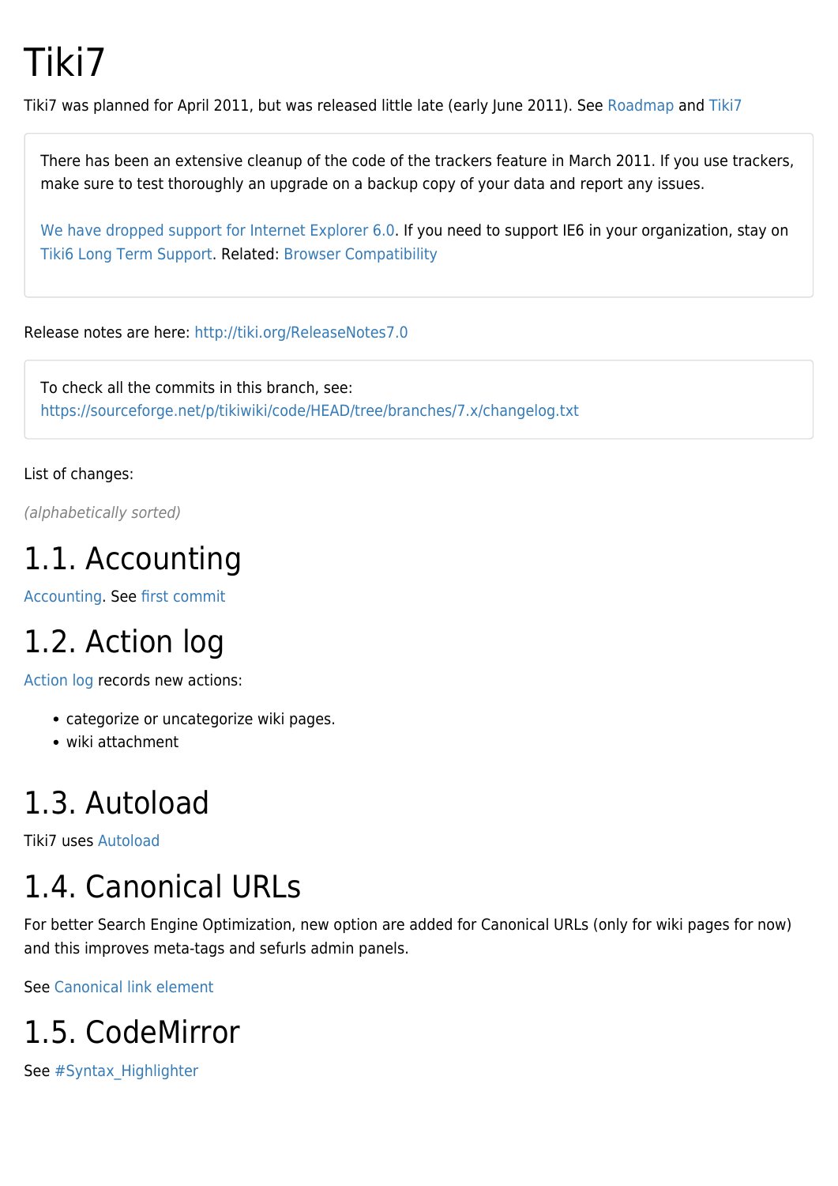# Tiki7

Tiki7 was planned for April 2011, but was released little late (early June 2011). See Roadmap and Tiki7

> There has been an extensive cleanup of the code of the trackers feature in March 2011. If you use trackers, make sure to test thoroughly an upgrade on a backup copy of your data and report any issues.
>
> We have dropped support for Internet Explorer 6.0. If you need to support IE6 in your organization, stay on Tiki6 Long Term Support. Related: Browser Compatibility

Release notes are here: http://tiki.org/ReleaseNotes7.0

> To check all the commits in this branch, see: https://sourceforge.net/p/tikiwiki/code/HEAD/tree/branches/7.x/changelog.txt

List of changes:

*(alphabetically sorted)*

## 1.1. Accounting

Accounting. See first commit

## 1.2. Action log

Action log records new actions:

- categorize or uncategorize wiki pages.
- wiki attachment

## 1.3. Autoload

Tiki7 uses Autoload

## 1.4. Canonical URLs

For better Search Engine Optimization, new option are added for Canonical URLs (only for wiki pages for now) and this improves meta-tags and sefurls admin panels.

See Canonical link element

## 1.5. CodeMirror

See #Syntax_Highlighter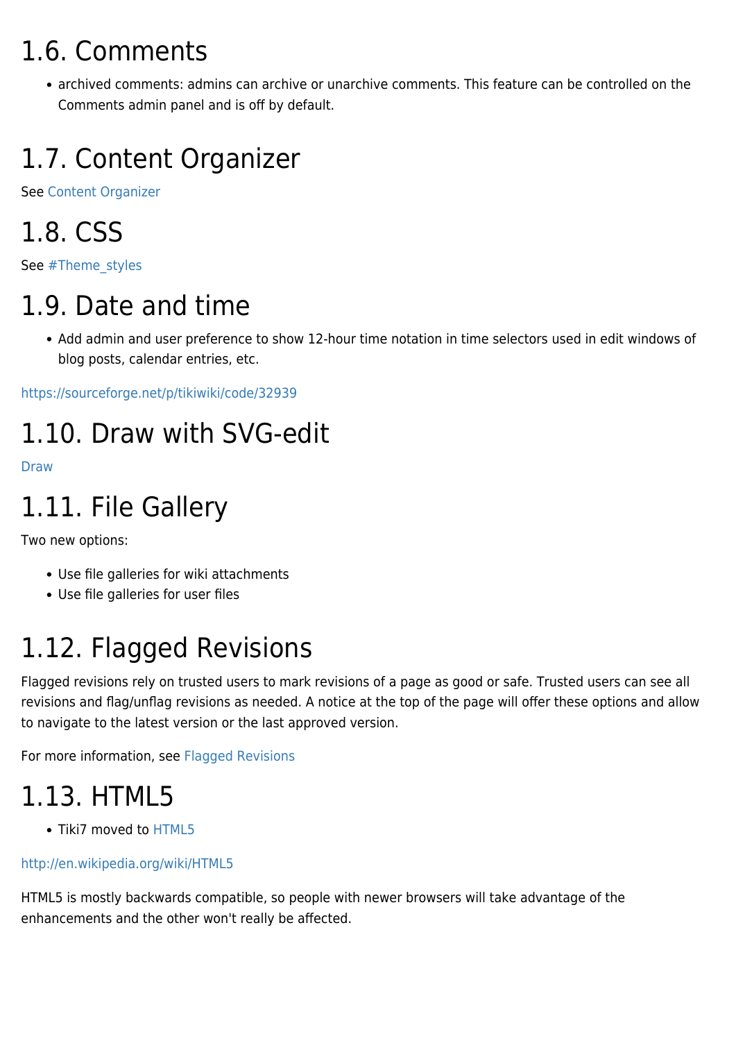## 1.6. Comments

- archived comments: admins can archive or unarchive comments. This feature can be controlled on the Comments admin panel and is off by default.

## 1.7. Content Organizer

See Content Organizer

## 1.8. CSS

See #Theme_styles

## 1.9. Date and time

- Add admin and user preference to show 12-hour time notation in time selectors used in edit windows of blog posts, calendar entries, etc.

https://sourceforge.net/p/tikiwiki/code/32939

## 1.10. Draw with SVG-edit

Draw

## 1.11. File Gallery

Two new options:

- Use file galleries for wiki attachments
- Use file galleries for user files

## 1.12. Flagged Revisions

Flagged revisions rely on trusted users to mark revisions of a page as good or safe. Trusted users can see all revisions and flag/unflag revisions as needed. A notice at the top of the page will offer these options and allow to navigate to the latest version or the last approved version.

For more information, see Flagged Revisions

## 1.13. HTML5

- Tiki7 moved to HTML5

http://en.wikipedia.org/wiki/HTML5

HTML5 is mostly backwards compatible, so people with newer browsers will take advantage of the enhancements and the other won't really be affected.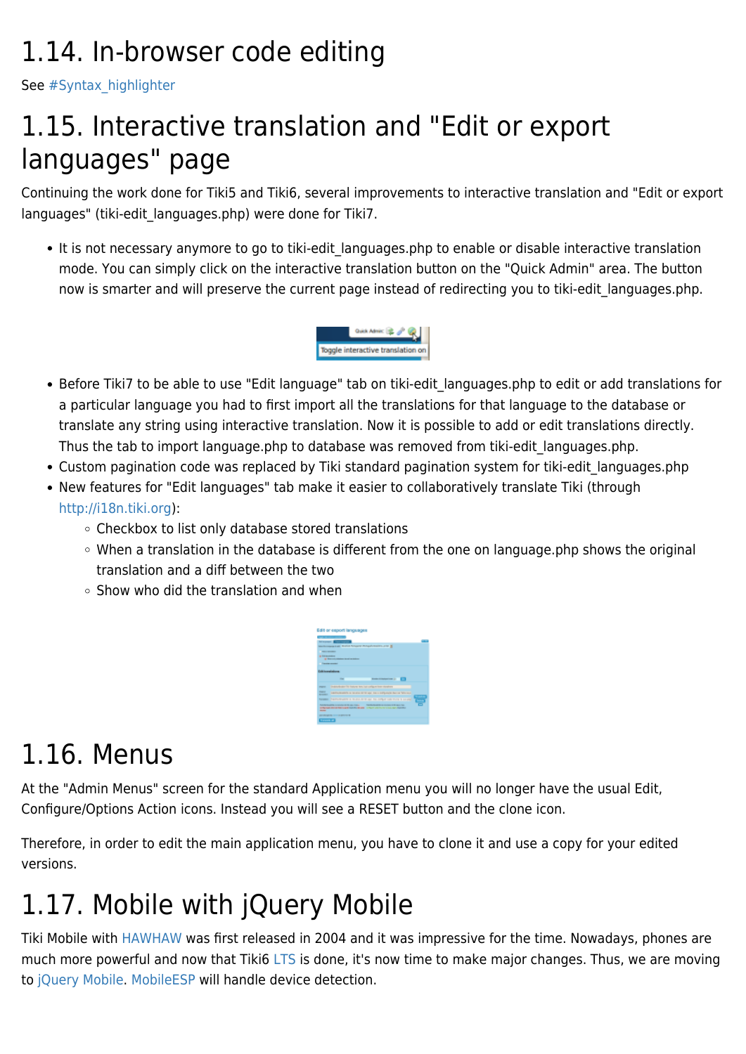# 1.14. In-browser code editing

See #Syntax_highlighter

# 1.15. Interactive translation and "Edit or export languages" page

Continuing the work done for Tiki5 and Tiki6, several improvements to interactive translation and "Edit or export languages" (tiki-edit_languages.php) were done for Tiki7.

- It is not necessary anymore to go to tiki-edit_languages.php to enable or disable interactive translation mode. You can simply click on the interactive translation button on the "Quick Admin" area. The button now is smarter and will preserve the current page instead of redirecting you to tiki-edit_languages.php.
- Before Tiki7 to be able to use "Edit language" tab on tiki-edit_languages.php to edit or add translations for a particular language you had to first import all the translations for that language to the database or translate any string using interactive translation. Now it is possible to add or edit translations directly. Thus the tab to import language.php to database was removed from tiki-edit_languages.php.
- Custom pagination code was replaced by Tiki standard pagination system for tiki-edit_languages.php
- New features for "Edit languages" tab make it easier to collaboratively translate Tiki (through http://i18n.tiki.org):
    - Checkbox to list only database stored translations
    - When a translation in the database is different from the one on language.php shows the original translation and a diff between the two
    - Show who did the translation and when

# 1.16. Menus

At the "Admin Menus" screen for the standard Application menu you will no longer have the usual Edit, Configure/Options Action icons. Instead you will see a RESET button and the clone icon.

Therefore, in order to edit the main application menu, you have to clone it and use a copy for your edited versions.

# 1.17. Mobile with jQuery Mobile

Tiki Mobile with HAWHAW was first released in 2004 and it was impressive for the time. Nowadays, phones are much more powerful and now that Tiki6 LTS is done, it's now time to make major changes. Thus, we are moving to jQuery Mobile. MobileESP will handle device detection.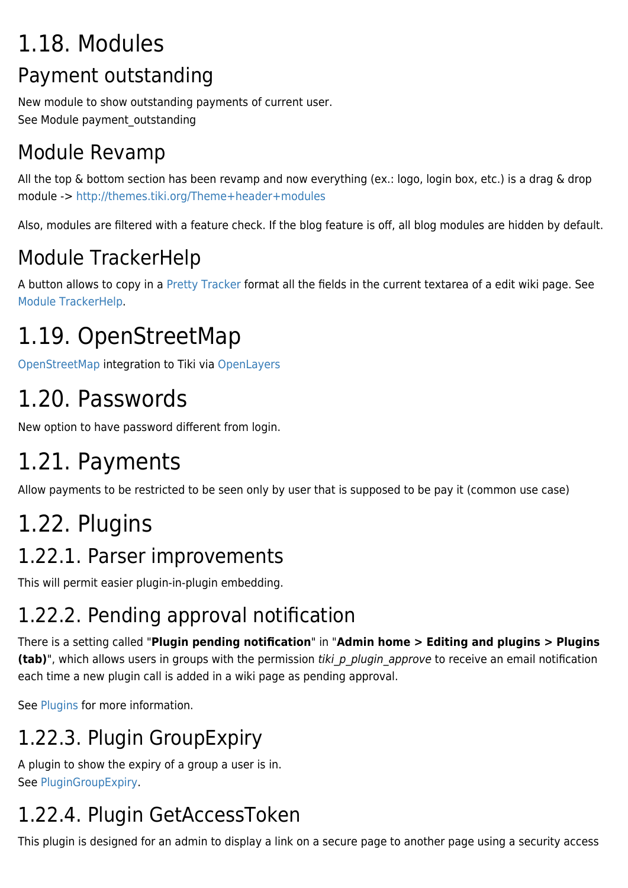# 1.18. Modules

## Payment outstanding

New module to show outstanding payments of current user.
See Module payment_outstanding

## Module Revamp

All the top & bottom section has been revamp and now everything (ex.: logo, login box, etc.) is a drag & drop module -> http://themes.tiki.org/Theme+header+modules

Also, modules are filtered with a feature check. If the blog feature is off, all blog modules are hidden by default.

## Module TrackerHelp

A button allows to copy in a Pretty Tracker format all the fields in the current textarea of a edit wiki page. See Module TrackerHelp.

# 1.19. OpenStreetMap

OpenStreetMap integration to Tiki via OpenLayers

# 1.20. Passwords

New option to have password different from login.

# 1.21. Payments

Allow payments to be restricted to be seen only by user that is supposed to be pay it (common use case)

# 1.22. Plugins

## 1.22.1. Parser improvements

This will permit easier plugin-in-plugin embedding.

## 1.22.2. Pending approval notification

There is a setting called "**Plugin pending notification**" in "**Admin home > Editing and plugins > Plugins (tab)**", which allows users in groups with the permission *tiki_p_plugin_approve* to receive an email notification each time a new plugin call is added in a wiki page as pending approval.

See Plugins for more information.

## 1.22.3. Plugin GroupExpiry

A plugin to show the expiry of a group a user is in.
See PluginGroupExpiry.

## 1.22.4. Plugin GetAccessToken

This plugin is designed for an admin to display a link on a secure page to another page using a security access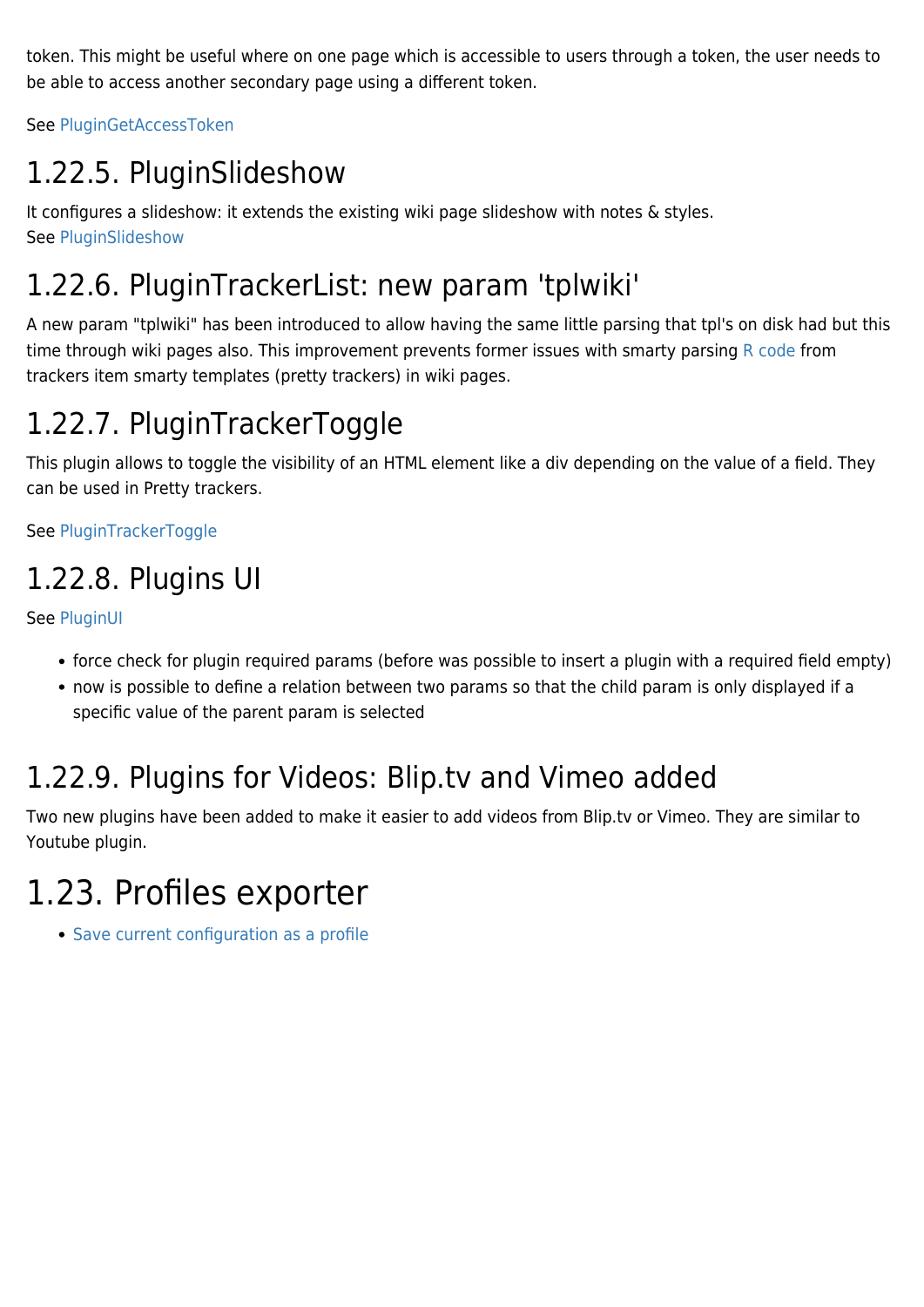token. This might be useful where on one page which is accessible to users through a token, the user needs to be able to access another secondary page using a different token.

See PluginGetAccessToken

### 1.22.5. PluginSlideshow

It configures a slideshow: it extends the existing wiki page slideshow with notes & styles.
See PluginSlideshow

### 1.22.6. PluginTrackerList: new param 'tplwiki'

A new param "tplwiki" has been introduced to allow having the same little parsing that tpl's on disk had but this time through wiki pages also. This improvement prevents former issues with smarty parsing R code from trackers item smarty templates (pretty trackers) in wiki pages.

### 1.22.7. PluginTrackerToggle

This plugin allows to toggle the visibility of an HTML element like a div depending on the value of a field. They can be used in Pretty trackers.

See PluginTrackerToggle

### 1.22.8. Plugins UI

See PluginUI

- force check for plugin required params (before was possible to insert a plugin with a required field empty)
- now is possible to define a relation between two params so that the child param is only displayed if a specific value of the parent param is selected

### 1.22.9. Plugins for Videos: Blip.tv and Vimeo added

Two new plugins have been added to make it easier to add videos from Blip.tv or Vimeo. They are similar to Youtube plugin.

## 1.23. Profiles exporter

- Save current configuration as a profile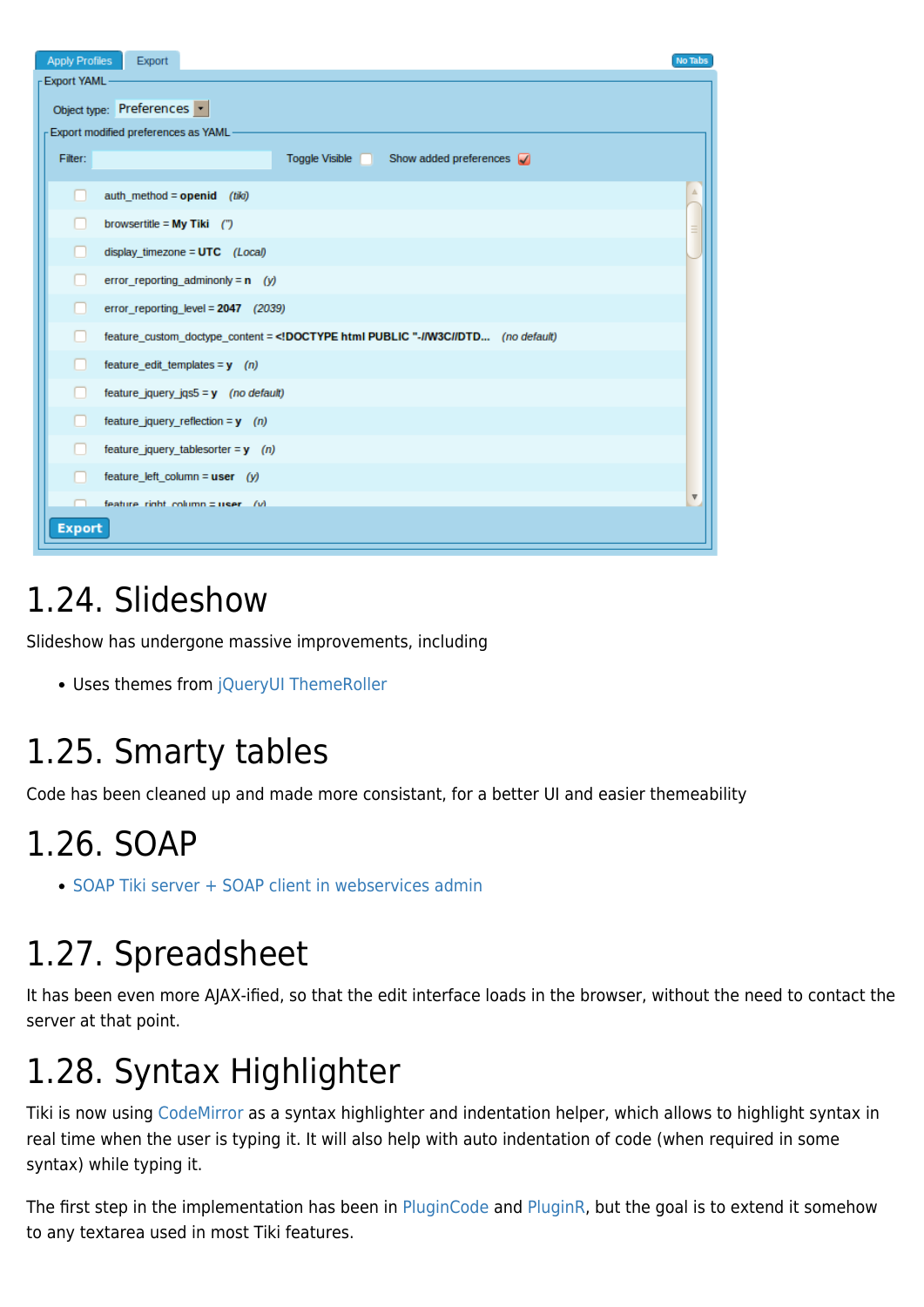## 1.24. Slideshow

Slideshow has undergone massive improvements, including

- Uses themes from jQueryUI ThemeRoller

## 1.25. Smarty tables

Code has been cleaned up and made more consistant, for a better UI and easier themeability

## 1.26. SOAP

- SOAP Tiki server + SOAP client in webservices admin

## 1.27. Spreadsheet

It has been even more AJAX-ified, so that the edit interface loads in the browser, without the need to contact the server at that point.

## 1.28. Syntax Highlighter

Tiki is now using CodeMirror as a syntax highlighter and indentation helper, which allows to highlight syntax in real time when the user is typing it. It will also help with auto indentation of code (when required in some syntax) while typing it.

The first step in the implementation has been in PluginCode and PluginR, but the goal is to extend it somehow to any textarea used in most Tiki features.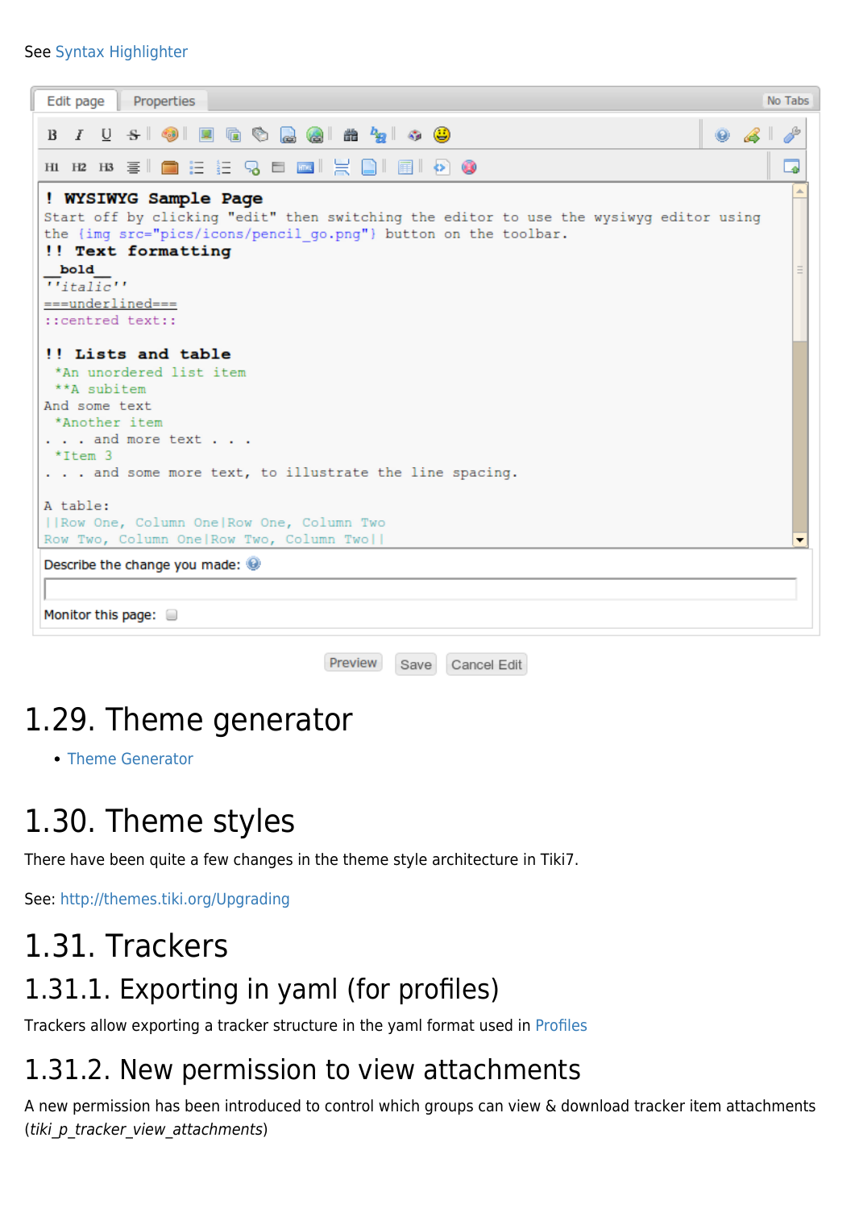See Syntax Highlighter

Edit page | Properties | No Tabs

```
! WYSIWYG Sample Page
Start off by clicking "edit" then switching the editor to use the wysiwyg editor using
the {img src="pics/icons/pencil_go.png"} button on the toolbar.
!! Text formatting
__bold__
''italic''
===underlined===
::centred text::

!! Lists and table
 *An unordered list item
 **A subitem
And some text
 *Another item
. . . and more text . . .
 *Item 3
. . . and some more text, to illustrate the line spacing.

A table:
||Row One, Column One|Row One, Column Two
Row Two, Column One|Row Two, Column Two||
```

Describe the change you made:

Monitor this page:

Preview | Save | Cancel Edit

# 1.29. Theme generator

- Theme Generator

# 1.30. Theme styles

There have been quite a few changes in the theme style architecture in Tiki7.

See: http://themes.tiki.org/Upgrading

# 1.31. Trackers

## 1.31.1. Exporting in yaml (for profiles)

Trackers allow exporting a tracker structure in the yaml format used in Profiles

## 1.31.2. New permission to view attachments

A new permission has been introduced to control which groups can view & download tracker item attachments (*tiki_p_tracker_view_attachments*)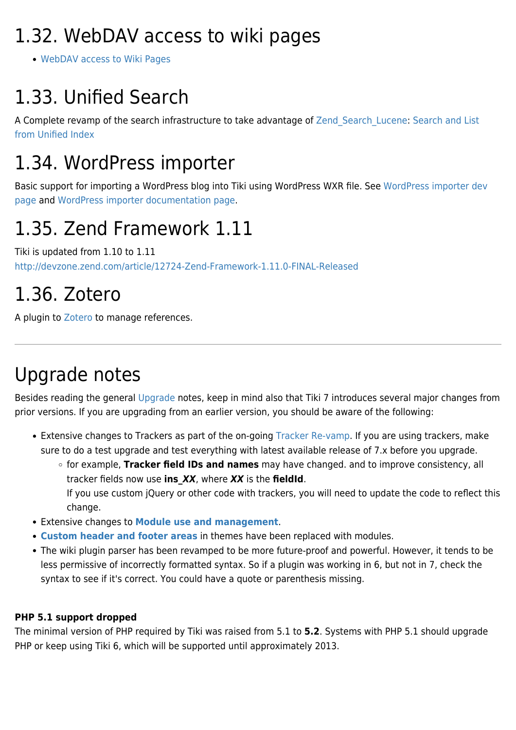# 1.32. WebDAV access to wiki pages

- WebDAV access to Wiki Pages

# 1.33. Unified Search

A Complete revamp of the search infrastructure to take advantage of Zend_Search_Lucene: Search and List from Unified Index

# 1.34. WordPress importer

Basic support for importing a WordPress blog into Tiki using WordPress WXR file. See WordPress importer dev page and WordPress importer documentation page.

# 1.35. Zend Framework 1.11

Tiki is updated from 1.10 to 1.11
http://devzone.zend.com/article/12724-Zend-Framework-1.11.0-FINAL-Released

# 1.36. Zotero

A plugin to Zotero to manage references.

---

# Upgrade notes

Besides reading the general Upgrade notes, keep in mind also that Tiki 7 introduces several major changes from prior versions. If you are upgrading from an earlier version, you should be aware of the following:

- Extensive changes to Trackers as part of the on-going Tracker Re-vamp. If you are using trackers, make sure to do a test upgrade and test everything with latest available release of 7.x before you upgrade.
  - for example, **Tracker field IDs and names** may have changed. and to improve consistency, all tracker fields now use **ins_*XX***, where ***XX*** is the **fieldId**.
    If you use custom jQuery or other code with trackers, you will need to update the code to reflect this change.
- Extensive changes to **Module use and management**.
- **Custom header and footer areas** in themes have been replaced with modules.
- The wiki plugin parser has been revamped to be more future-proof and powerful. However, it tends to be less permissive of incorrectly formatted syntax. So if a plugin was working in 6, but not in 7, check the syntax to see if it's correct. You could have a quote or parenthesis missing.

**PHP 5.1 support dropped**
The minimal version of PHP required by Tiki was raised from 5.1 to **5.2**. Systems with PHP 5.1 should upgrade PHP or keep using Tiki 6, which will be supported until approximately 2013.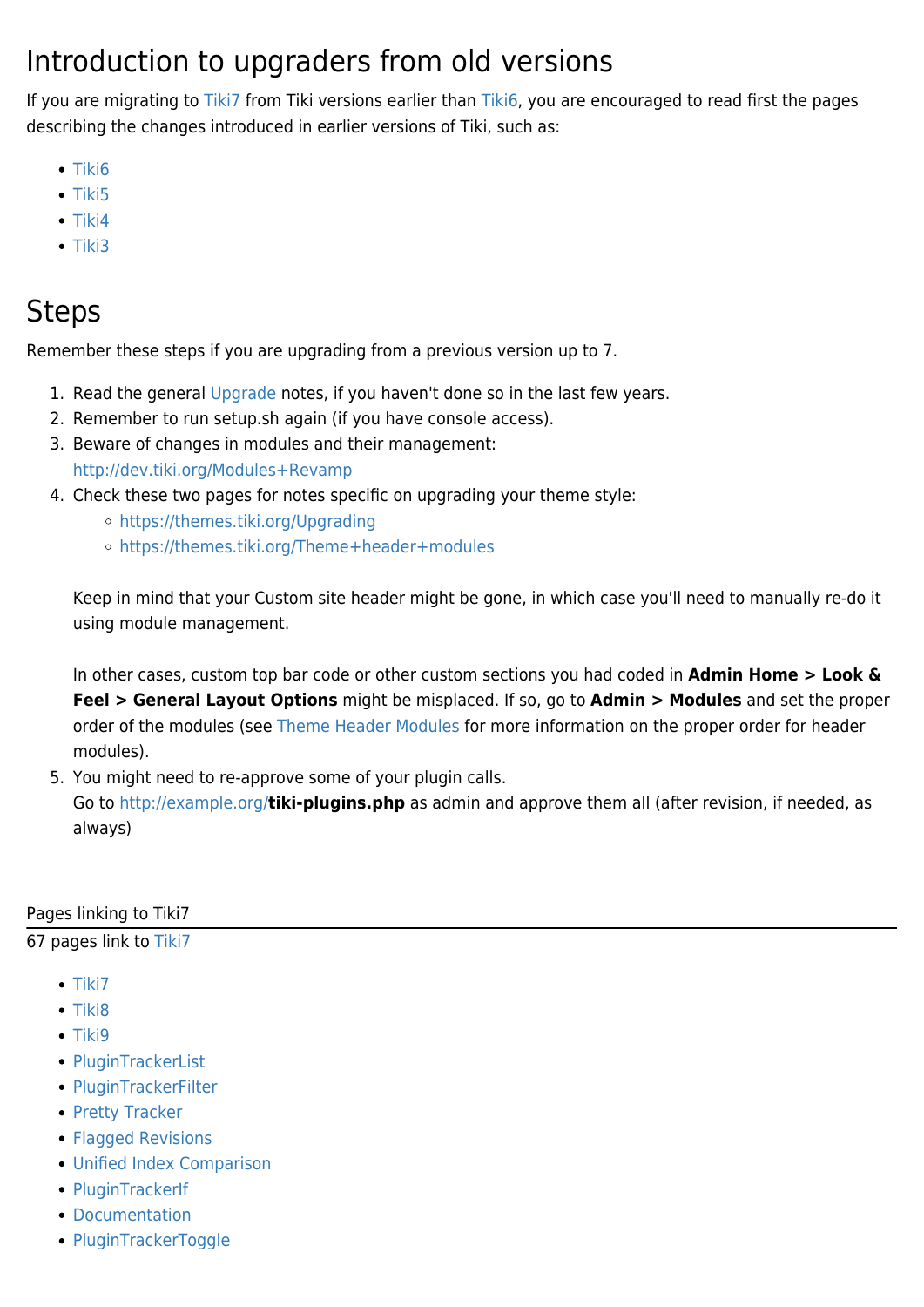# Introduction to upgraders from old versions

If you are migrating to Tiki7 from Tiki versions earlier than Tiki6, you are encouraged to read first the pages describing the changes introduced in earlier versions of Tiki, such as:

- Tiki6
- Tiki5
- Tiki4
- Tiki3

# Steps

Remember these steps if you are upgrading from a previous version up to 7.

1. Read the general Upgrade notes, if you haven't done so in the last few years.
2. Remember to run setup.sh again (if you have console access).
3. Beware of changes in modules and their management: http://dev.tiki.org/Modules+Revamp
4. Check these two pages for notes specific on upgrading your theme style:
    - https://themes.tiki.org/Upgrading
    - https://themes.tiki.org/Theme+header+modules

    Keep in mind that your Custom site header might be gone, in which case you'll need to manually re-do it using module management.

    In other cases, custom top bar code or other custom sections you had coded in **Admin Home > Look & Feel > General Layout Options** might be misplaced. If so, go to **Admin > Modules** and set the proper order of the modules (see Theme Header Modules for more information on the proper order for header modules).
5. You might need to re-approve some of your plugin calls.
   Go to http://example.org/**tiki-plugins.php** as admin and approve them all (after revision, if needed, as always)

Pages linking to Tiki7

67 pages link to Tiki7

- Tiki7
- Tiki8
- Tiki9
- PluginTrackerList
- PluginTrackerFilter
- Pretty Tracker
- Flagged Revisions
- Unified Index Comparison
- PluginTrackerIf
- Documentation
- PluginTrackerToggle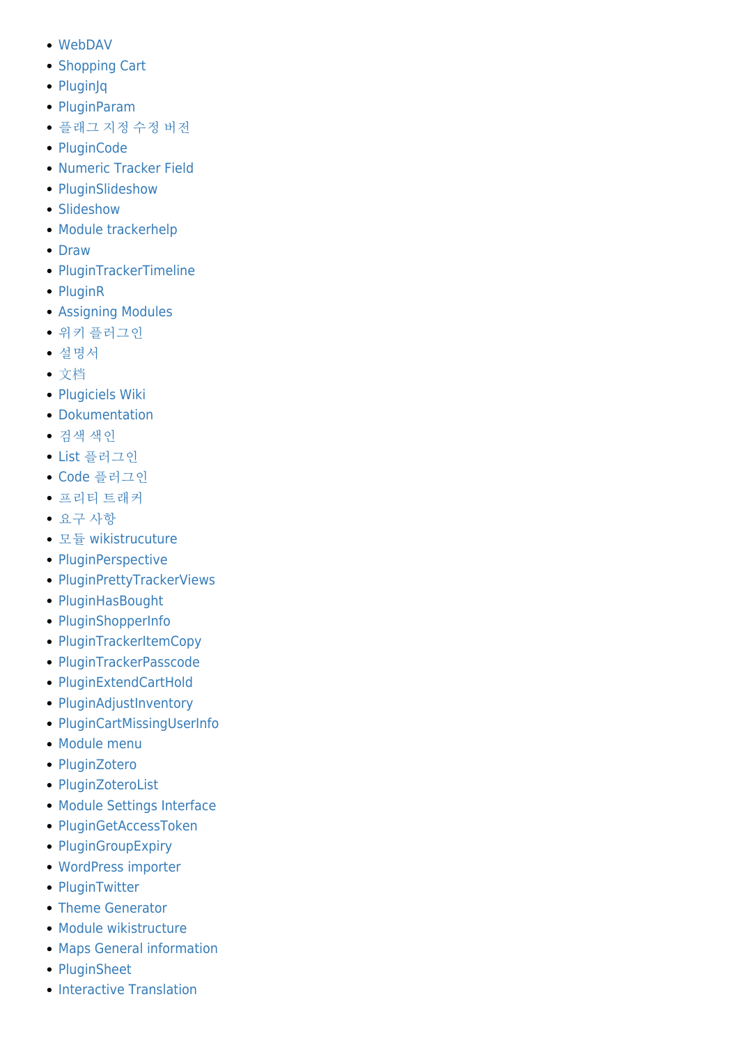- WebDAV
- Shopping Cart
- PluginJq
- PluginParam
- 플래그 지정 수정 버전
- PluginCode
- Numeric Tracker Field
- PluginSlideshow
- Slideshow
- Module trackerhelp
- Draw
- PluginTrackerTimeline
- PluginR
- Assigning Modules
- 위키 플러그인
- 설명서
- 文档
- Plugiciels Wiki
- Dokumentation
- 검색 색인
- List 플러그인
- Code 플러그인
- 프리티 트래커
- 요구 사항
- 모듈 wikistrucuture
- PluginPerspective
- PluginPrettyTrackerViews
- PluginHasBought
- PluginShopperInfo
- PluginTrackerItemCopy
- PluginTrackerPasscode
- PluginExtendCartHold
- PluginAdjustInventory
- PluginCartMissingUserInfo
- Module menu
- PluginZotero
- PluginZoteroList
- Module Settings Interface
- PluginGetAccessToken
- PluginGroupExpiry
- WordPress importer
- PluginTwitter
- Theme Generator
- Module wikistructure
- Maps General information
- PluginSheet
- Interactive Translation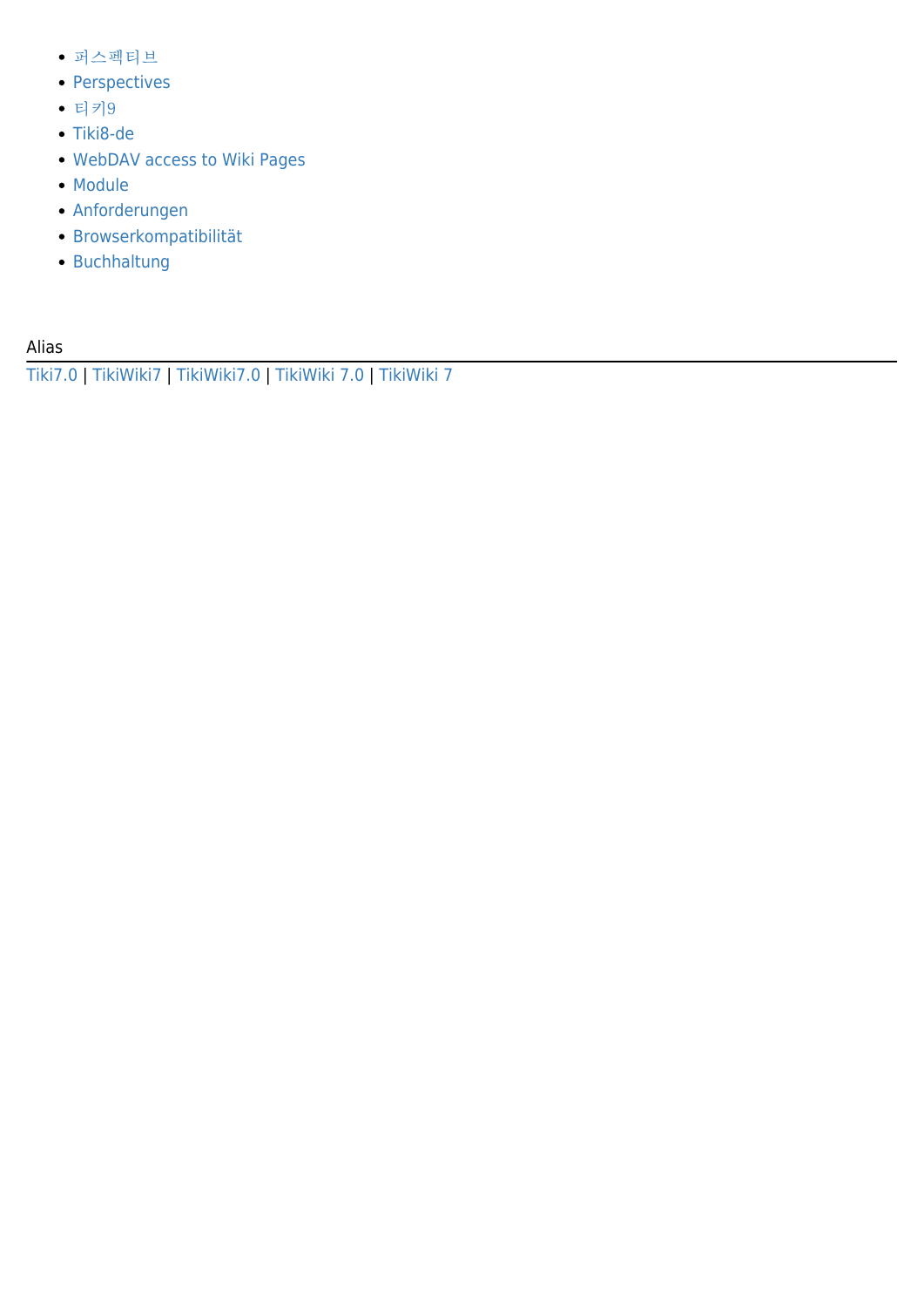- 퍼스펙티브
- Perspectives
- 티키9
- Tiki8-de
- WebDAV access to Wiki Pages
- Module
- Anforderungen
- Browserkompatibilität
- Buchhaltung

Alias

Tiki7.0 | TikiWiki7 | TikiWiki7.0 | TikiWiki 7.0 | TikiWiki 7